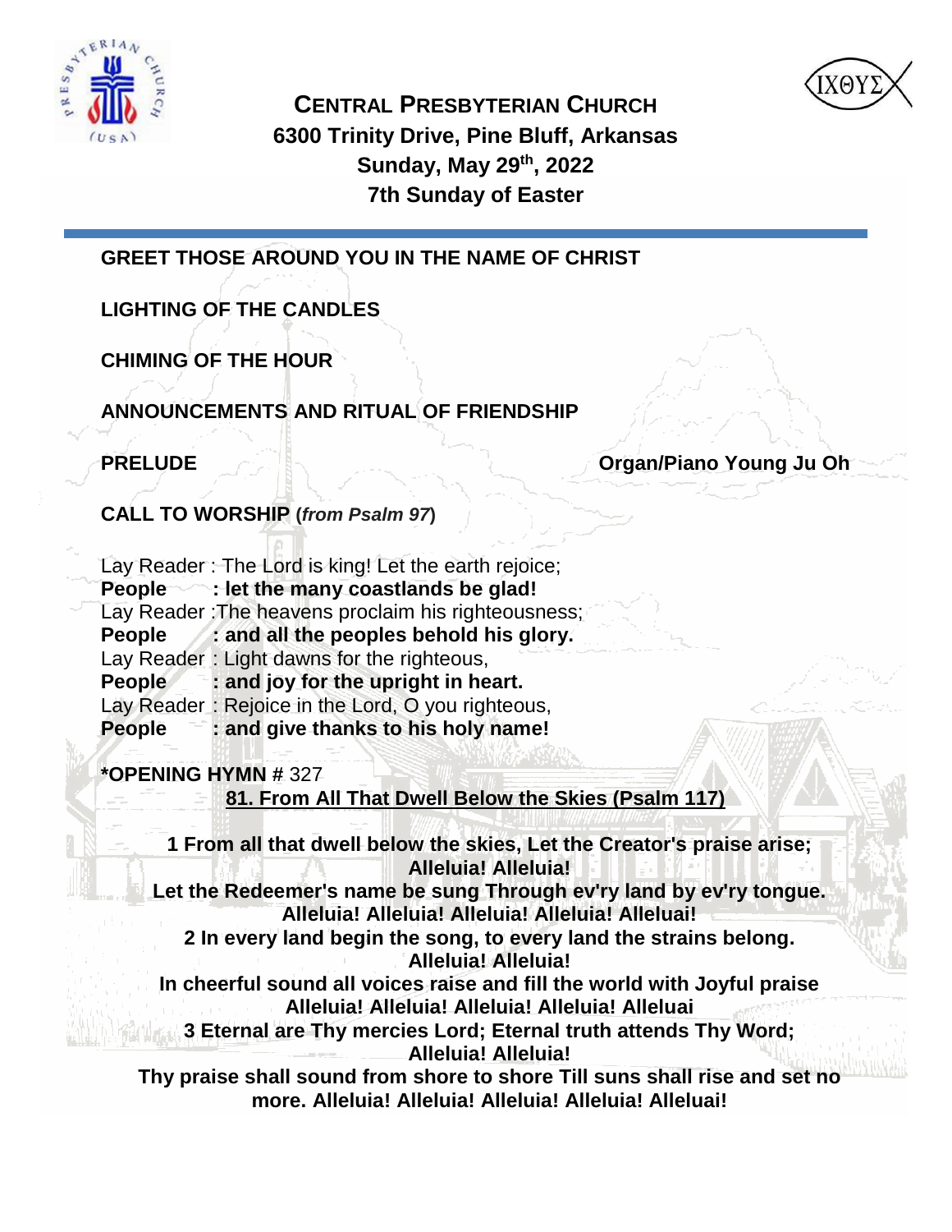# CENTRAL PRESBYTERIAN CHURCH

**6300 Trinity Drive, Pine Bluff, Arkansas**
**Sunday, May 29th, 2022**
**7th Sunday of Easter**

---

**GREET THOSE AROUND YOU IN THE NAME OF CHRIST**

**LIGHTING OF THE CANDLES**

**CHIMING OF THE HOUR**

**ANNOUNCEMENTS AND RITUAL OF FRIENDSHIP**

**PRELUDE** **Organ/Piano Young Ju Oh**

**CALL TO WORSHIP (*from Psalm 97*)**

Lay Reader : The Lord is king! Let the earth rejoice;
**People : let the many coastlands be glad!**
Lay Reader :The heavens proclaim his righteousness;
**People : and all the peoples behold his glory.**
Lay Reader : Light dawns for the righteous,
**People : and joy for the upright in heart.**
Lay Reader : Rejoice in the Lord, O you righteous,
**People : and give thanks to his holy name!**

**\*OPENING HYMN** # 327

**81. From All That Dwell Below the Skies (Psalm 117)**

**1 From all that dwell below the skies, Let the Creator's praise arise;**
**Alleluia! Alleluia!**
**Let the Redeemer's name be sung Through ev'ry land by ev'ry tongue.**
**Alleluia! Alleluia! Alleluia! Alleluia! Alleluai!**
**2 In every land begin the song, to every land the strains belong.**
**Alleluia! Alleluia!**
**In cheerful sound all voices raise and fill the world with Joyful praise**
**Alleluia! Alleluia! Alleluia! Alleluia! Alleluai**
**3 Eternal are Thy mercies Lord; Eternal truth attends Thy Word;**
**Alleluia! Alleluia!**
**Thy praise shall sound from shore to shore Till suns shall rise and set no more. Alleluia! Alleluia! Alleluia! Alleluia! Alleluai!**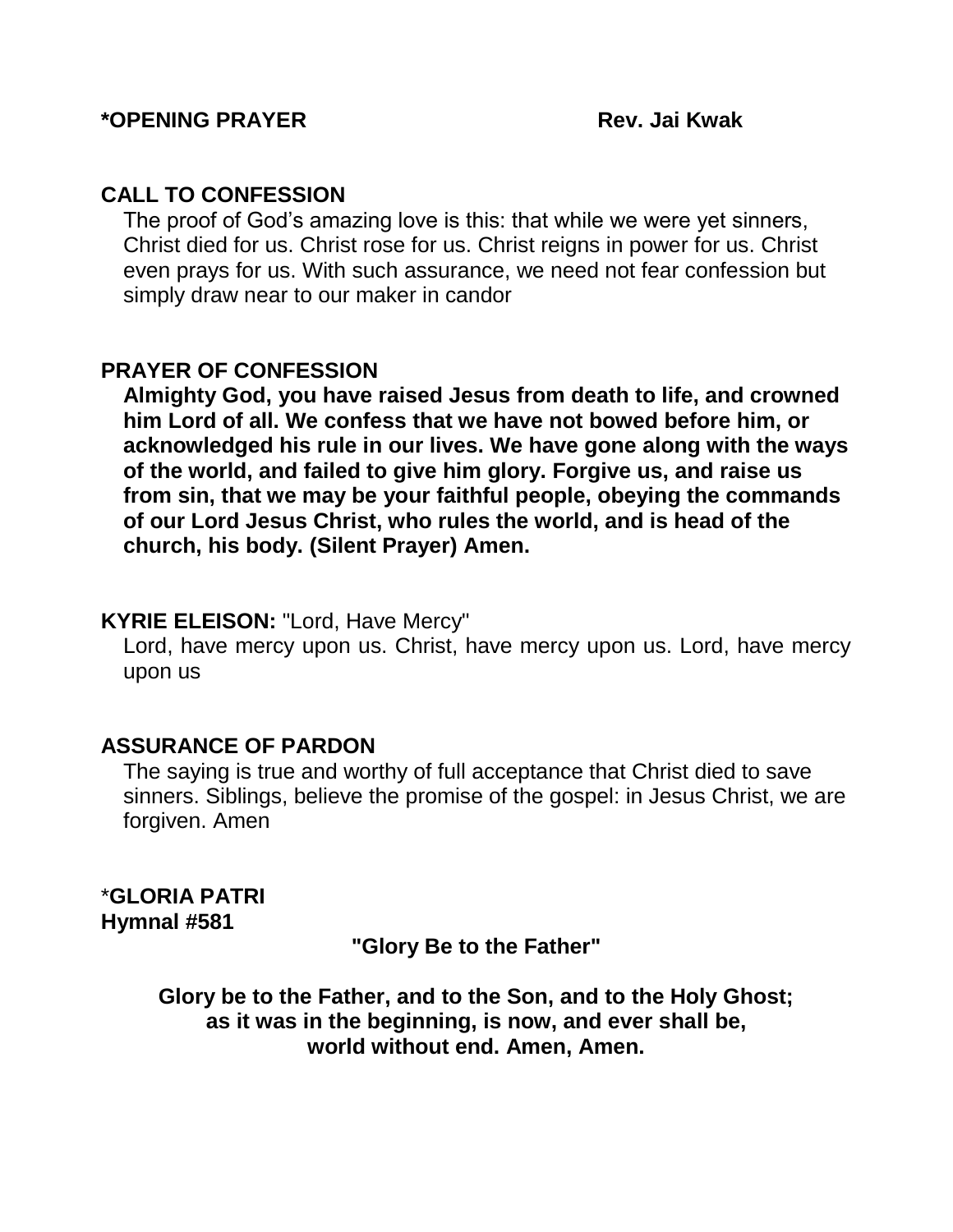**\*OPENING PRAYER** **Rev. Jai Kwak**

**CALL TO CONFESSION**

The proof of God’s amazing love is this: that while we were yet sinners, Christ died for us. Christ rose for us. Christ reigns in power for us. Christ even prays for us. With such assurance, we need not fear confession but simply draw near to our maker in candor

**PRAYER OF CONFESSION**

**Almighty God, you have raised Jesus from death to life, and crowned him Lord of all. We confess that we have not bowed before him, or acknowledged his rule in our lives. We have gone along with the ways of the world, and failed to give him glory. Forgive us, and raise us from sin, that we may be your faithful people, obeying the commands of our Lord Jesus Christ, who rules the world, and is head of the church, his body. (Silent Prayer) Amen.**

**KYRIE ELEISON:** "Lord, Have Mercy"

Lord, have mercy upon us. Christ, have mercy upon us. Lord, have mercy upon us

**ASSURANCE OF PARDON**

The saying is true and worthy of full acceptance that Christ died to save sinners. Siblings, believe the promise of the gospel: in Jesus Christ, we are forgiven. Amen

\***GLORIA PATRI**
**Hymnal #581**

**"Glory Be to the Father"**

**Glory be to the Father, and to the Son, and to the Holy Ghost;**
**as it was in the beginning, is now, and ever shall be,**
**world without end. Amen, Amen.**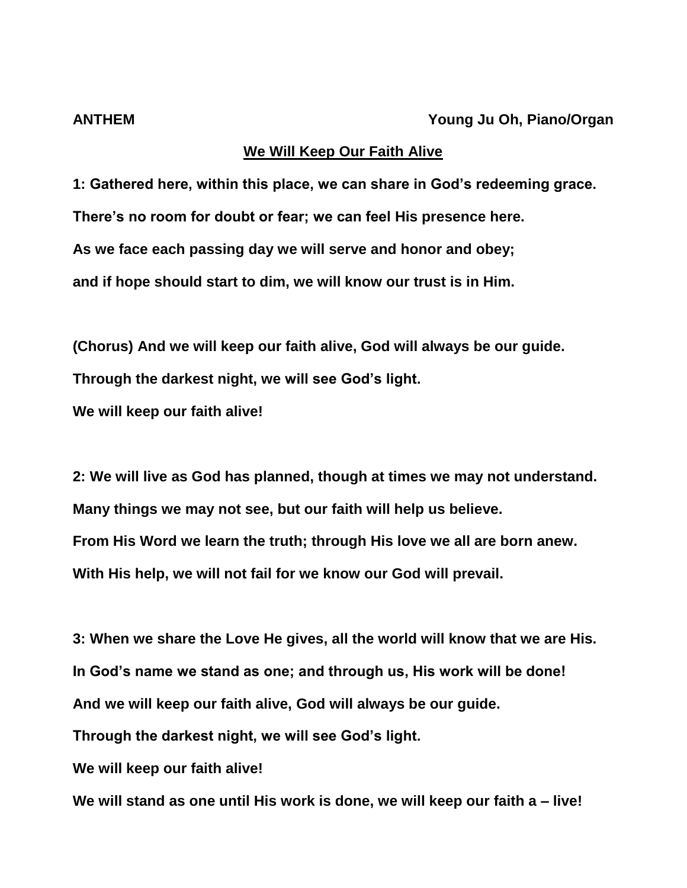**ANTHEM** **Young Ju Oh, Piano/Organ**

**We Will Keep Our Faith Alive**

**1: Gathered here, within this place, we can share in God's redeeming grace.**
**There's no room for doubt or fear; we can feel His presence here.**
**As we face each passing day we will serve and honor and obey;**
**and if hope should start to dim, we will know our trust is in Him.**

**(Chorus) And we will keep our faith alive, God will always be our guide.**
**Through the darkest night, we will see God's light.**
**We will keep our faith alive!**

**2: We will live as God has planned, though at times we may not understand.**
**Many things we may not see, but our faith will help us believe.**
**From His Word we learn the truth; through His love we all are born anew.**
**With His help, we will not fail for we know our God will prevail.**

**3: When we share the Love He gives, all the world will know that we are His.**
**In God's name we stand as one; and through us, His work will be done!**
**And we will keep our faith alive, God will always be our guide.**
**Through the darkest night, we will see God's light.**
**We will keep our faith alive!**
**We will stand as one until His work is done, we will keep our faith a – live!**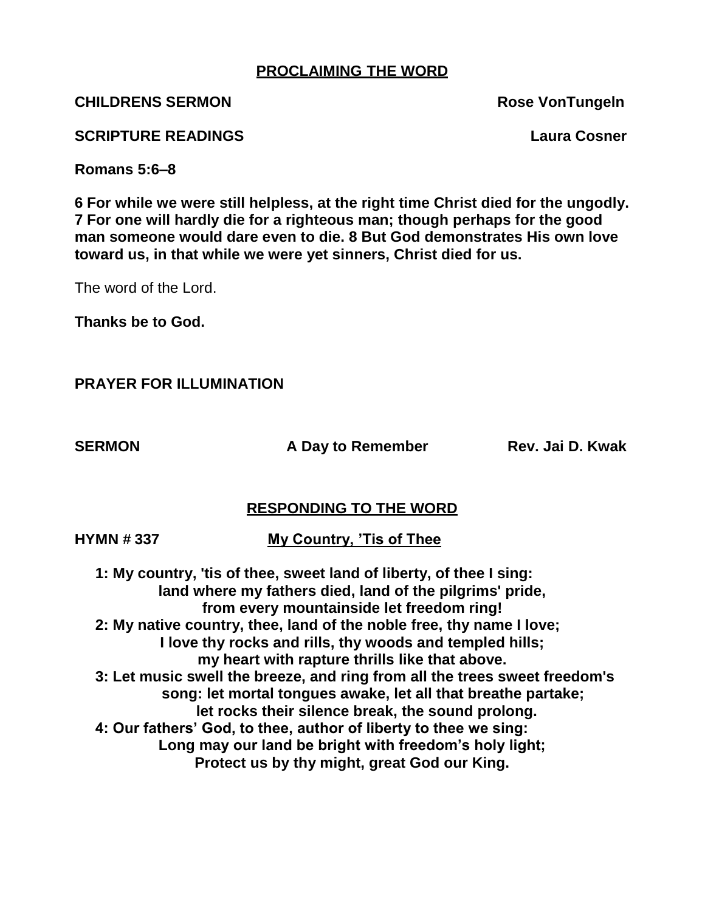## PROCLAIMING THE WORD

**CHILDRENS SERMON** **Rose VonTungeln**

**SCRIPTURE READINGS** **Laura Cosner**

**Romans 5:6–8**

**6 For while we were still helpless, at the right time Christ died for the ungodly. 7 For one will hardly die for a righteous man; though perhaps for the good man someone would dare even to die. 8 But God demonstrates His own love toward us, in that while we were yet sinners, Christ died for us.**

The word of the Lord.

**Thanks be to God.**

**PRAYER FOR ILLUMINATION**

**SERMON** **A Day to Remember** **Rev. Jai D. Kwak**

## RESPONDING TO THE WORD

**HYMN # 337** **My Country, 'Tis of Thee**

**1: My country, 'tis of thee, sweet land of liberty, of thee I sing:**
**land where my fathers died, land of the pilgrims' pride,**
**from every mountainside let freedom ring!**
**2: My native country, thee, land of the noble free, thy name I love;**
**I love thy rocks and rills, thy woods and templed hills;**
**my heart with rapture thrills like that above.**
**3: Let music swell the breeze, and ring from all the trees sweet freedom's song: let mortal tongues awake, let all that breathe partake;**
**let rocks their silence break, the sound prolong.**
**4: Our fathers' God, to thee, author of liberty to thee we sing:**
**Long may our land be bright with freedom's holy light;**
**Protect us by thy might, great God our King.**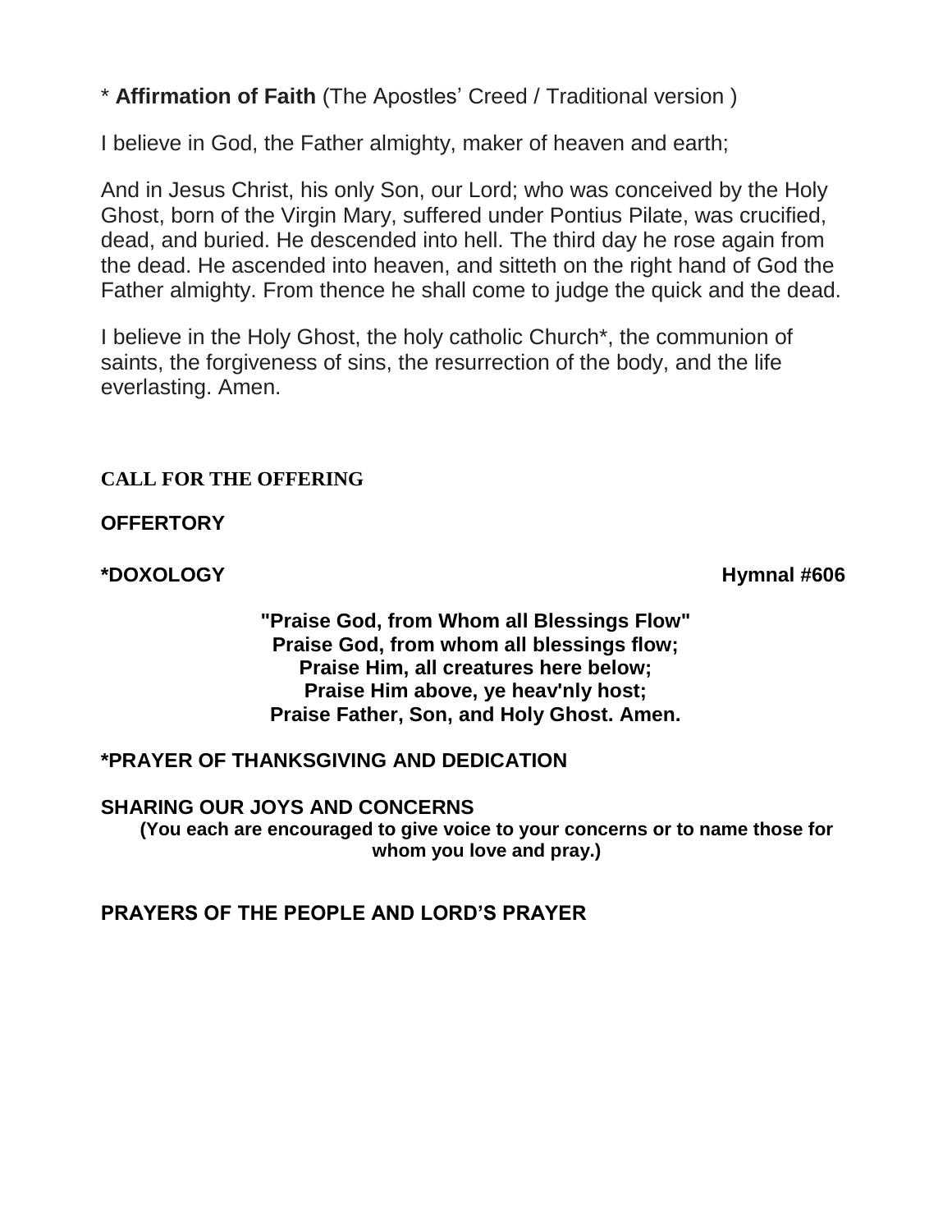\* **Affirmation of Faith** (The Apostles' Creed / Traditional version )

I believe in God, the Father almighty, maker of heaven and earth;

And in Jesus Christ, his only Son, our Lord; who was conceived by the Holy Ghost, born of the Virgin Mary, suffered under Pontius Pilate, was crucified, dead, and buried. He descended into hell. The third day he rose again from the dead. He ascended into heaven, and sitteth on the right hand of God the Father almighty. From thence he shall come to judge the quick and the dead.

I believe in the Holy Ghost, the holy catholic Church*, the communion of saints, the forgiveness of sins, the resurrection of the body, and the life everlasting. Amen.

**CALL FOR THE OFFERING**

**OFFERTORY**

**\*DOXOLOGY** **Hymnal #606**

**"Praise God, from Whom all Blessings Flow"**
**Praise God, from whom all blessings flow;**
**Praise Him, all creatures here below;**
**Praise Him above, ye heav'nly host;**
**Praise Father, Son, and Holy Ghost. Amen.**

**\*PRAYER OF THANKSGIVING AND DEDICATION**

**SHARING OUR JOYS AND CONCERNS**
**(You each are encouraged to give voice to your concerns or to name those for whom you love and pray.)**

**PRAYERS OF THE PEOPLE AND LORD'S PRAYER**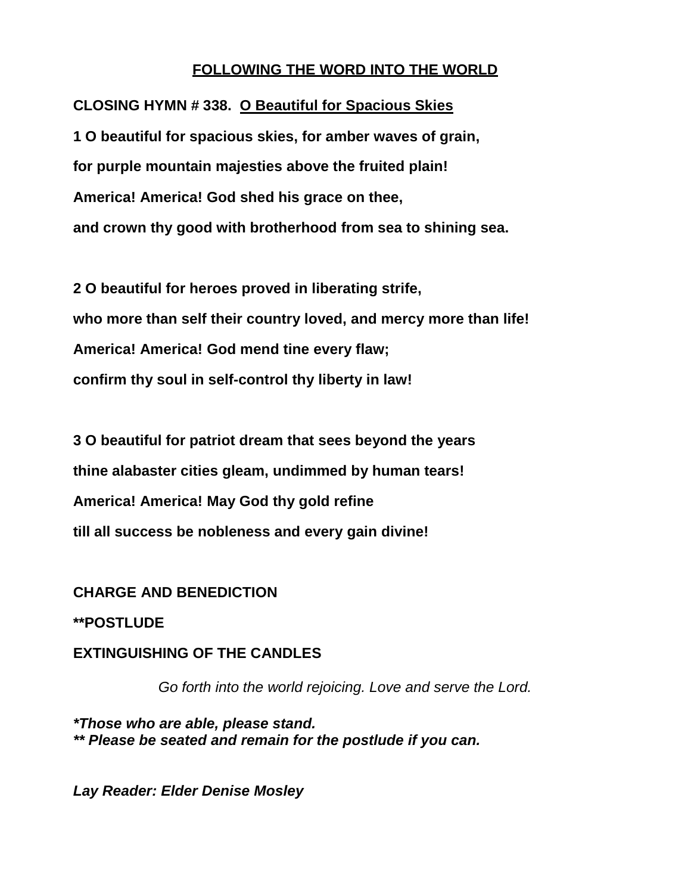## <u>FOLLOWING THE WORD INTO THE WORLD</u>

**CLOSING HYMN # 338.  <u>O Beautiful for Spacious Skies</u>**

**1 O beautiful for spacious skies, for amber waves of grain,**

**for purple mountain majesties above the fruited plain!**

**America! America! God shed his grace on thee,**

**and crown thy good with brotherhood from sea to shining sea.**

**2 O beautiful for heroes proved in liberating strife,**

**who more than self their country loved, and mercy more than life!**

**America! America! God mend tine every flaw;**

**confirm thy soul in self-control thy liberty in law!**

**3 O beautiful for patriot dream that sees beyond the years**

**thine alabaster cities gleam, undimmed by human tears!**

**America! America! May God thy gold refine**

**till all success be nobleness and every gain divine!**

**CHARGE AND BENEDICTION**

**\*\*POSTLUDE**

**EXTINGUISHING OF THE CANDLES**

*Go forth into the world rejoicing. Love and serve the Lord.*

***Those who are able, please stand.***
***\*\* Please be seated and remain for the postlude if you can.***

***Lay Reader: Elder Denise Mosley***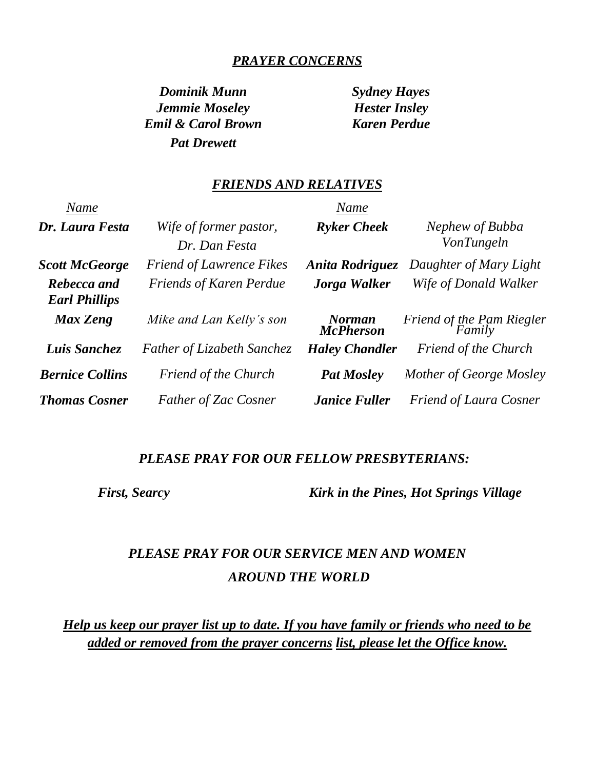## ***PRAYER CONCERNS***

***Dominik Munn***
***Jemmie Moseley***
***Emil & Carol Brown***
***Pat Drewett***
***Sydney Hayes***
***Hester Insley***
***Karen Perdue***

## ***FRIENDS AND RELATIVES***

| *Name* | | *Name* | |
|---|---|---|---|
| ***Dr. Laura Festa*** | *Wife of former pastor, Dr. Dan Festa* | ***Ryker Cheek*** | *Nephew of Bubba VonTungeln* |
| ***Scott McGeorge*** | *Friend of Lawrence Fikes* | ***Anita Rodriguez*** | *Daughter of Mary Light* |
| ***Rebecca and Earl Phillips*** | *Friends of Karen Perdue* | ***Jorga Walker*** | *Wife of Donald Walker* |
| ***Max Zeng*** | *Mike and Lan Kelly's son* | ***Norman McPherson*** | *Friend of the Pam Riegler Family* |
| ***Luis Sanchez*** | *Father of Lizabeth Sanchez* | ***Haley Chandler*** | *Friend of the Church* |
| ***Bernice Collins*** | *Friend of the Church* | ***Pat Mosley*** | *Mother of George Mosley* |
| ***Thomas Cosner*** | *Father of Zac Cosner* | ***Janice Fuller*** | *Friend of Laura Cosner* |

### ***PLEASE PRAY FOR OUR FELLOW PRESBYTERIANS:***

***First, Searcy***

***Kirk in the Pines, Hot Springs Village***

### ***PLEASE PRAY FOR OUR SERVICE MEN AND WOMEN AROUND THE WORLD***

***Help us keep our prayer list up to date. If you have family or friends who need to be added or removed from the prayer concerns list, please let the Office know.***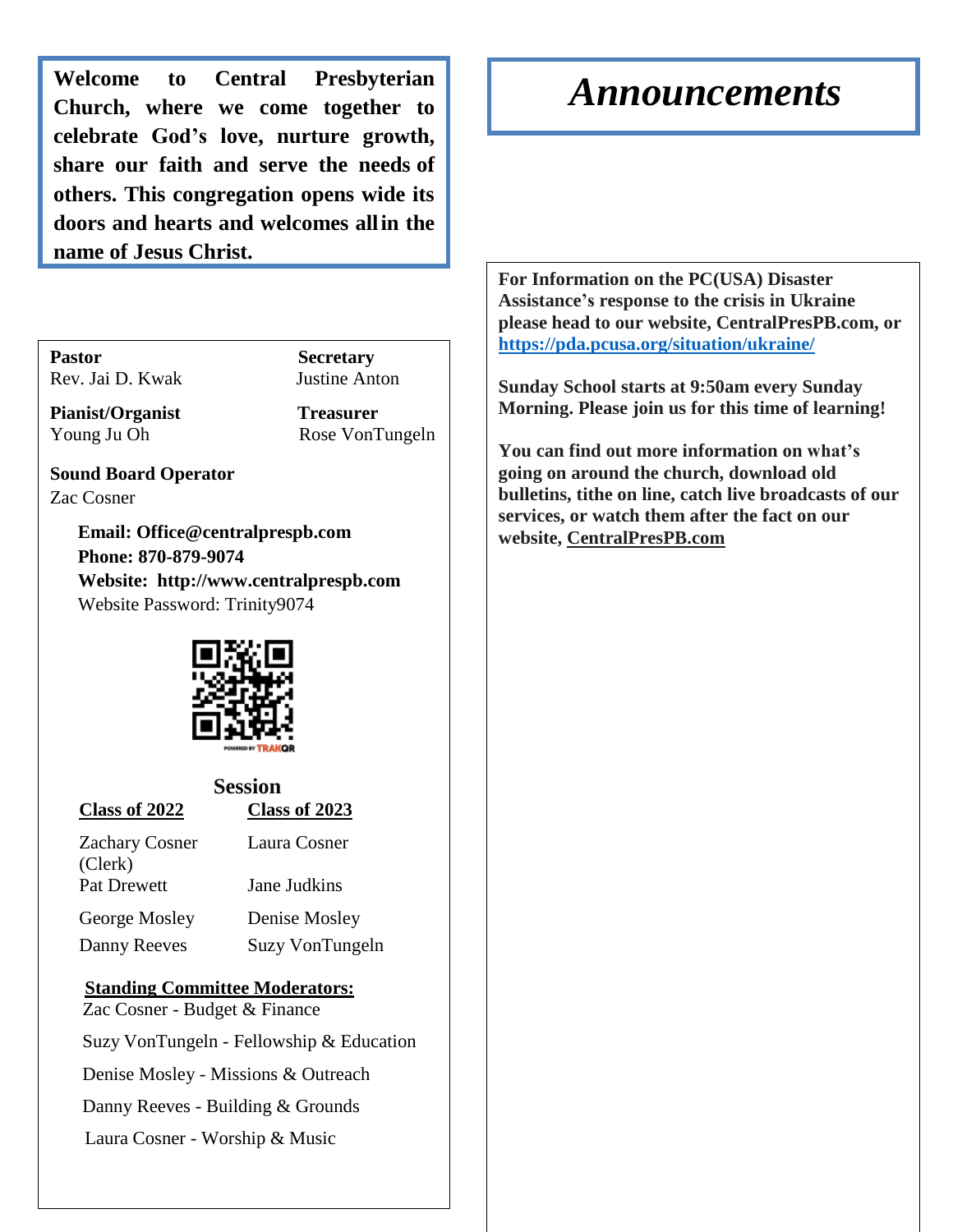**Welcome to Central Presbyterian Church, where we come together to celebrate God's love, nurture growth, share our faith and serve the needs of others. This congregation opens wide its doors and hearts and welcomes all in the name of Jesus Christ.**

**Pastor**
Rev. Jai D. Kwak

**Secretary**
Justine Anton

**Pianist/Organist**
Young Ju Oh

**Treasurer**
Rose VonTungeln

**Sound Board Operator**
Zac Cosner

**Email: Office@centralprespb.com**
**Phone: 870-879-9074**
**Website: http://www.centralprespb.com**
Website Password: Trinity9074

POWERED BY TRAKQR

## Session

| Class of 2022 | Class of 2023 |
|---|---|
| Zachary Cosner (Clerk) | Laura Cosner |
| Pat Drewett | Jane Judkins |
| George Mosley | Denise Mosley |
| Danny Reeves | Suzy VonTungeln |

**Standing Committee Moderators:**

Zac Cosner - Budget & Finance

Suzy VonTungeln - Fellowship & Education

Denise Mosley - Missions & Outreach

Danny Reeves - Building & Grounds

Laura Cosner - Worship & Music

# *Announcements*

**For Information on the PC(USA) Disaster Assistance's response to the crisis in Ukraine please head to our website, CentralPresPB.com, or https://pda.pcusa.org/situation/ukraine/**

**Sunday School starts at 9:50am every Sunday Morning. Please join us for this time of learning!**

**You can find out more information on what's going on around the church, download old bulletins, tithe on line, catch live broadcasts of our services, or watch them after the fact on our website, CentralPresPB.com**